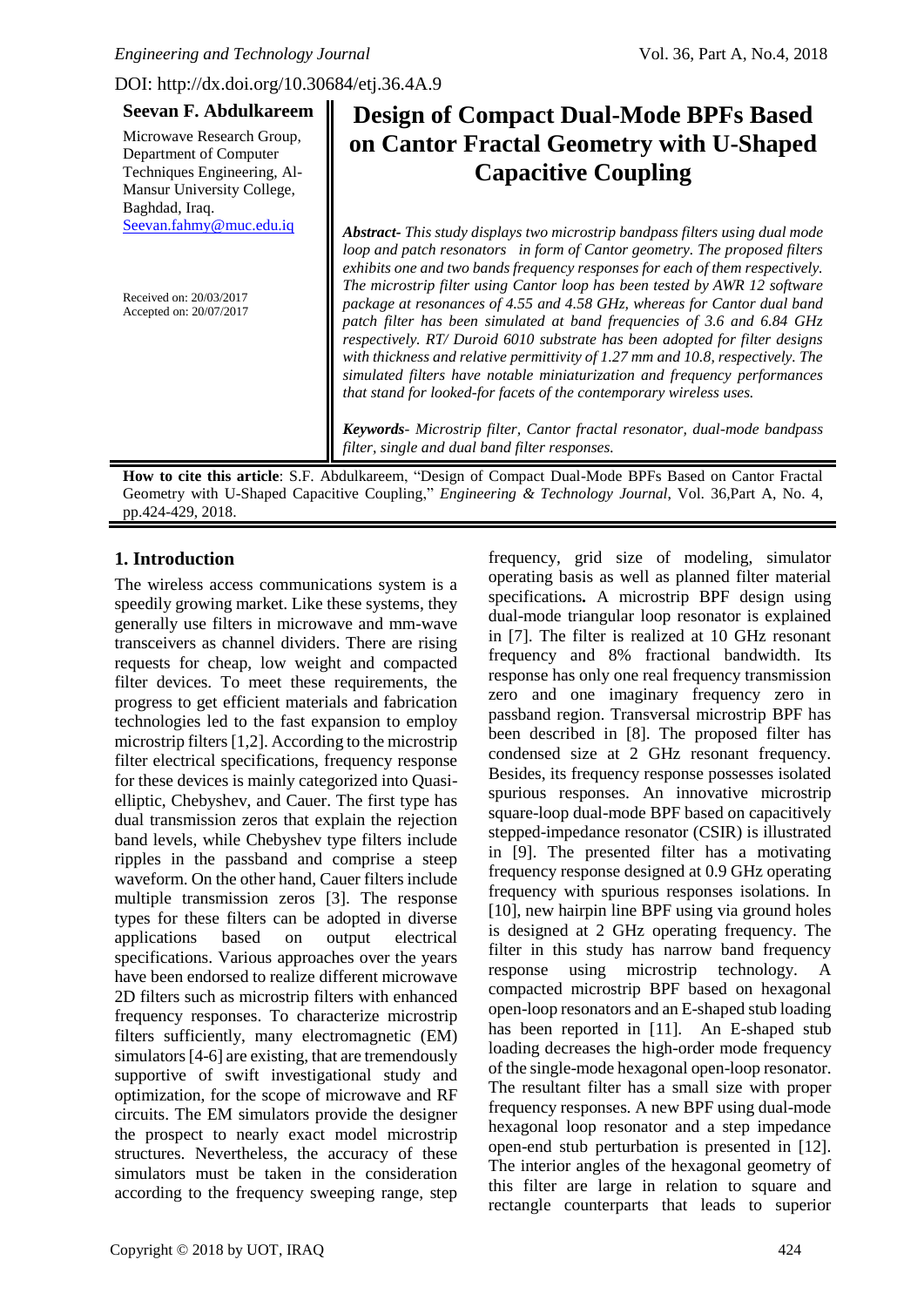DOI: http://dx.doi.org/10.30684/etj.36.4A.9

**Seevan F. Abdulkareem**

Microwave Research Group, Department of Computer Techniques Engineering, Al-Mansur University College, Baghdad, Iraq.
Seevan.fahmy@muc.edu.iq

Received on: 20/03/2017
Accepted on: 20/07/2017

# Design of Compact Dual-Mode BPFs Based on Cantor Fractal Geometry with U-Shaped Capacitive Coupling

***Abstract-*** *This study displays two microstrip bandpass filters using dual mode loop and patch resonators in form of Cantor geometry. The proposed filters exhibits one and two bands frequency responses for each of them respectively. The microstrip filter using Cantor loop has been tested by AWR 12 software package at resonances of 4.55 and 4.58 GHz, whereas for Cantor dual band patch filter has been simulated at band frequencies of 3.6 and 6.84 GHz respectively. RT/ Duroid 6010 substrate has been adopted for filter designs with thickness and relative permittivity of 1.27 mm and 10.8, respectively. The simulated filters have notable miniaturization and frequency performances that stand for looked-for facets of the contemporary wireless uses.*

***Keywords****- Microstrip filter, Cantor fractal resonator, dual-mode bandpass filter, single and dual band filter responses.*

**How to cite this article**: S.F. Abdulkareem, "Design of Compact Dual-Mode BPFs Based on Cantor Fractal Geometry with U-Shaped Capacitive Coupling," *Engineering & Technology Journal*, Vol. 36,Part A, No. 4, pp.424-429, 2018.

## 1. Introduction

The wireless access communications system is a speedily growing market. Like these systems, they generally use filters in microwave and mm-wave transceivers as channel dividers. There are rising requests for cheap, low weight and compacted filter devices. To meet these requirements, the progress to get efficient materials and fabrication technologies led to the fast expansion to employ microstrip filters [1,2]. According to the microstrip filter electrical specifications, frequency response for these devices is mainly categorized into Quasi-elliptic, Chebyshev, and Cauer. The first type has dual transmission zeros that explain the rejection band levels, while Chebyshev type filters include ripples in the passband and comprise a steep waveform. On the other hand, Cauer filters include multiple transmission zeros [3]. The response types for these filters can be adopted in diverse applications based on output electrical specifications. Various approaches over the years have been endorsed to realize different microwave 2D filters such as microstrip filters with enhanced frequency responses. To characterize microstrip filters sufficiently, many electromagnetic (EM) simulators [4-6] are existing, that are tremendously supportive of swift investigational study and optimization, for the scope of microwave and RF circuits. The EM simulators provide the designer the prospect to nearly exact model microstrip structures. Nevertheless, the accuracy of these simulators must be taken in the consideration according to the frequency sweeping range, step frequency, grid size of modeling, simulator operating basis as well as planned filter material specifications**.** A microstrip BPF design using dual-mode triangular loop resonator is explained in [7]. The filter is realized at 10 GHz resonant frequency and 8% fractional bandwidth. Its response has only one real frequency transmission zero and one imaginary frequency zero in passband region. Transversal microstrip BPF has been described in [8]. The proposed filter has condensed size at 2 GHz resonant frequency. Besides, its frequency response possesses isolated spurious responses. An innovative microstrip square-loop dual-mode BPF based on capacitively stepped-impedance resonator (CSIR) is illustrated in [9]. The presented filter has a motivating frequency response designed at 0.9 GHz operating frequency with spurious responses isolations. In [10], new hairpin line BPF using via ground holes is designed at 2 GHz operating frequency. The filter in this study has narrow band frequency response using microstrip technology. A compacted microstrip BPF based on hexagonal open-loop resonators and an E-shaped stub loading has been reported in [11]. An E-shaped stub loading decreases the high-order mode frequency of the single-mode hexagonal open-loop resonator. The resultant filter has a small size with proper frequency responses. A new BPF using dual-mode hexagonal loop resonator and a step impedance open-end stub perturbation is presented in [12]. The interior angles of the hexagonal geometry of this filter are large in relation to square and rectangle counterparts that leads to superior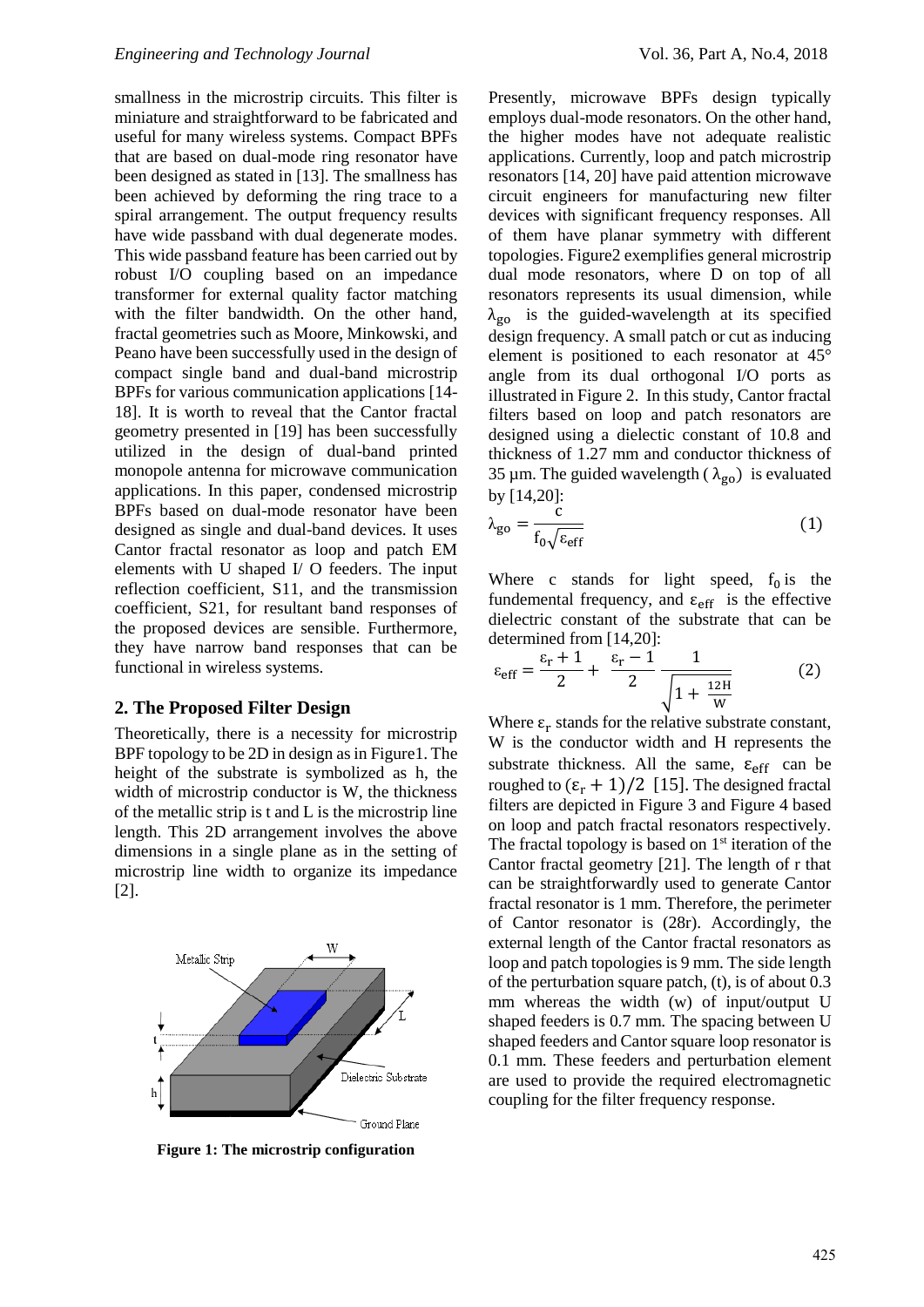smallness in the microstrip circuits. This filter is miniature and straightforward to be fabricated and useful for many wireless systems. Compact BPFs that are based on dual-mode ring resonator have been designed as stated in [13]. The smallness has been achieved by deforming the ring trace to a spiral arrangement. The output frequency results have wide passband with dual degenerate modes. This wide passband feature has been carried out by robust I/O coupling based on an impedance transformer for external quality factor matching with the filter bandwidth. On the other hand, fractal geometries such as Moore, Minkowski, and Peano have been successfully used in the design of compact single band and dual-band microstrip BPFs for various communication applications [14-18]. It is worth to reveal that the Cantor fractal geometry presented in [19] has been successfully utilized in the design of dual-band printed monopole antenna for microwave communication applications. In this paper, condensed microstrip BPFs based on dual-mode resonator have been designed as single and dual-band devices. It uses Cantor fractal resonator as loop and patch EM elements with U shaped I/ O feeders. The input reflection coefficient, S11, and the transmission coefficient, S21, for resultant band responses of the proposed devices are sensible. Furthermore, they have narrow band responses that can be functional in wireless systems.

## 2. The Proposed Filter Design

Theoretically, there is a necessity for microstrip BPF topology to be 2D in design as in Figure1. The height of the substrate is symbolized as h, the width of microstrip conductor is W, the thickness of the metallic strip is t and L is the microstrip line length. This 2D arrangement involves the above dimensions in a single plane as in the setting of microstrip line width to organize its impedance [2].

**Figure 1: The microstrip configuration**

Presently, microwave BPFs design typically employs dual-mode resonators. On the other hand, the higher modes have not adequate realistic applications. Currently, loop and patch microstrip resonators [14, 20] have paid attention microwave circuit engineers for manufacturing new filter devices with significant frequency responses. All of them have planar symmetry with different topologies. Figure2 exemplifies general microstrip dual mode resonators, where D on top of all resonators represents its usual dimension, while $\lambda_{go}$ is the guided-wavelength at its specified design frequency. A small patch or cut as inducing element is positioned to each resonator at 45° angle from its dual orthogonal I/O ports as illustrated in Figure 2. In this study, Cantor fractal filters based on loop and patch resonators are designed using a dielectic constant of 10.8 and thickness of 1.27 mm and conductor thickness of 35 µm. The guided wavelength ($\lambda_{go}$) is evaluated by [14,20]:

$$\lambda_{go} = \frac{c}{f_0\sqrt{\varepsilon_{eff}}} \qquad (1)$$

Where c stands for light speed, $f_0$ is the fundemental frequency, and $\varepsilon_{eff}$ is the effective dielectric constant of the substrate that can be determined from [14,20]:

$$\varepsilon_{eff} = \frac{\varepsilon_r + 1}{2} + \frac{\varepsilon_r - 1}{2}\frac{1}{\sqrt{1 + \frac{12H}{W}}} \qquad (2)$$

Where $\varepsilon_r$ stands for the relative substrate constant, W is the conductor width and H represents the substrate thickness. All the same, $\varepsilon_{eff}$ can be roughed to $(\varepsilon_r + 1)/2$ [15]. The designed fractal filters are depicted in Figure 3 and Figure 4 based on loop and patch fractal resonators respectively. The fractal topology is based on 1st iteration of the Cantor fractal geometry [21]. The length of r that can be straightforwardly used to generate Cantor fractal resonator is 1 mm. Therefore, the perimeter of Cantor resonator is (28r). Accordingly, the external length of the Cantor fractal resonators as loop and patch topologies is 9 mm. The side length of the perturbation square patch, (t), is of about 0.3 mm whereas the width (w) of input/output U shaped feeders is 0.7 mm. The spacing between U shaped feeders and Cantor square loop resonator is 0.1 mm. These feeders and perturbation element are used to provide the required electromagnetic coupling for the filter frequency response.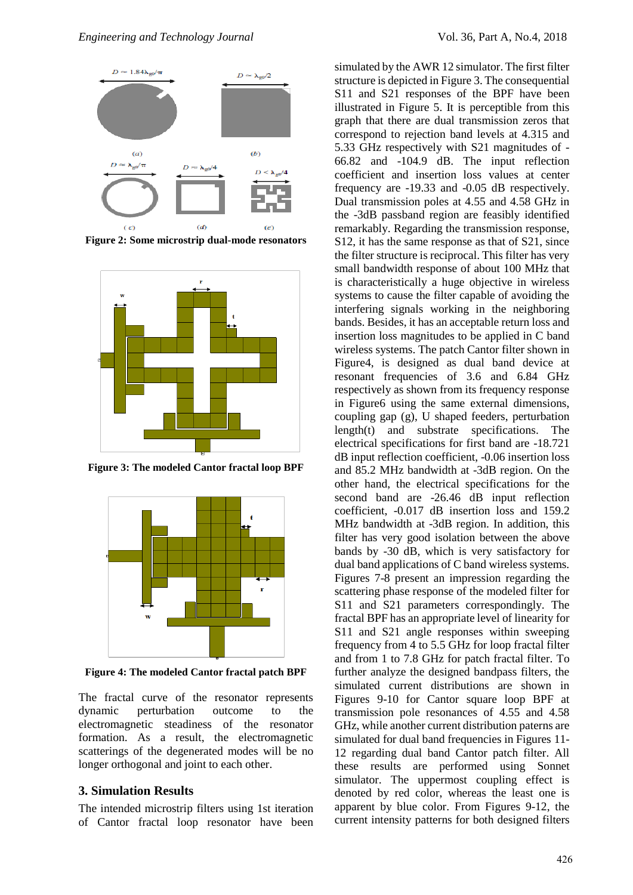Figure 2: Some microstrip dual-mode resonators

Figure 3: The modeled Cantor fractal loop BPF

Figure 4: The modeled Cantor fractal patch BPF

The fractal curve of the resonator represents dynamic perturbation outcome to the electromagnetic steadiness of the resonator formation. As a result, the electromagnetic scatterings of the degenerated modes will be no longer orthogonal and joint to each other.

## 3. Simulation Results

The intended microstrip filters using 1st iteration of Cantor fractal loop resonator have been simulated by the AWR 12 simulator. The first filter structure is depicted in Figure 3. The consequential S11 and S21 responses of the BPF have been illustrated in Figure 5. It is perceptible from this graph that there are dual transmission zeros that correspond to rejection band levels at 4.315 and 5.33 GHz respectively with S21 magnitudes of -66.82 and -104.9 dB. The input reflection coefficient and insertion loss values at center frequency are -19.33 and -0.05 dB respectively. Dual transmission poles at 4.55 and 4.58 GHz in the -3dB passband region are feasibly identified remarkably. Regarding the transmission response, S12, it has the same response as that of S21, since the filter structure is reciprocal. This filter has very small bandwidth response of about 100 MHz that is characteristically a huge objective in wireless systems to cause the filter capable of avoiding the interfering signals working in the neighboring bands. Besides, it has an acceptable return loss and insertion loss magnitudes to be applied in C band wireless systems. The patch Cantor filter shown in Figure4, is designed as dual band device at resonant frequencies of 3.6 and 6.84 GHz respectively as shown from its frequency response in Figure6 using the same external dimensions, coupling gap (g), U shaped feeders, perturbation length(t) and substrate specifications. The electrical specifications for first band are -18.721 dB input reflection coefficient, -0.06 insertion loss and 85.2 MHz bandwidth at -3dB region. On the other hand, the electrical specifications for the second band are -26.46 dB input reflection coefficient, -0.017 dB insertion loss and 159.2 MHz bandwidth at -3dB region. In addition, this filter has very good isolation between the above bands by -30 dB, which is very satisfactory for dual band applications of C band wireless systems. Figures 7-8 present an impression regarding the scattering phase response of the modeled filter for S11 and S21 parameters correspondingly. The fractal BPF has an appropriate level of linearity for S11 and S21 angle responses within sweeping frequency from 4 to 5.5 GHz for loop fractal filter and from 1 to 7.8 GHz for patch fractal filter. To further analyze the designed bandpass filters, the simulated current distributions are shown in Figures 9-10 for Cantor square loop BPF at transmission pole resonances of 4.55 and 4.58 GHz, while another current distribution paterns are simulated for dual band frequencies in Figures 11-12 regarding dual band Cantor patch filter. All these results are performed using Sonnet simulator. The uppermost coupling effect is denoted by red color, whereas the least one is apparent by blue color. From Figures 9-12, the current intensity patterns for both designed filters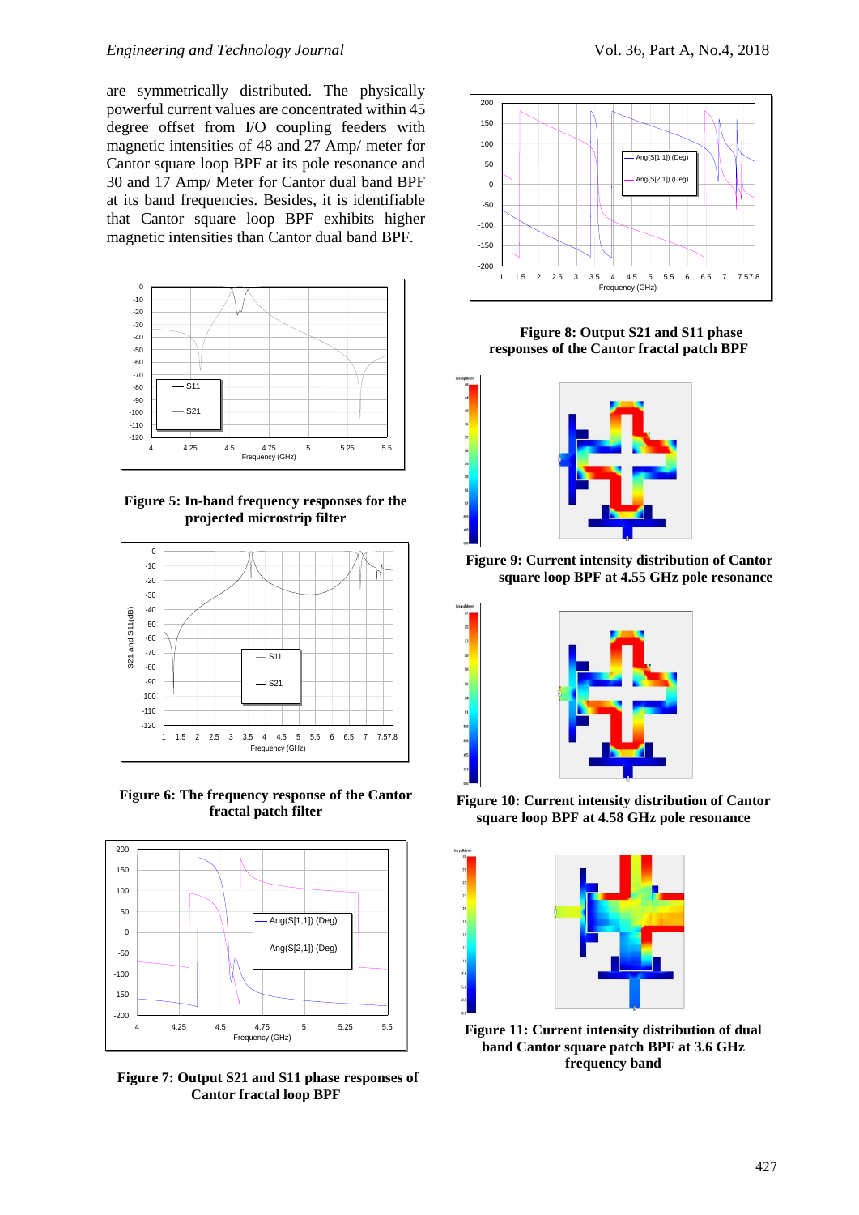are symmetrically distributed. The physically powerful current values are concentrated within 45 degree offset from I/O coupling feeders with magnetic intensities of 48 and 27 Amp/ meter for Cantor square loop BPF at its pole resonance and 30 and 17 Amp/ Meter for Cantor dual band BPF at its band frequencies. Besides, it is identifiable that Cantor square loop BPF exhibits higher magnetic intensities than Cantor dual band BPF.

**Figure 5: In-band frequency responses for the projected microstrip filter**

**Figure 6: The frequency response of the Cantor fractal patch filter**

**Figure 7: Output S21 and S11 phase responses of Cantor fractal loop BPF**

**Figure 8: Output S21 and S11 phase responses of the Cantor fractal patch BPF**

**Figure 9: Current intensity distribution of Cantor square loop BPF at 4.55 GHz pole resonance**

**Figure 10: Current intensity distribution of Cantor square loop BPF at 4.58 GHz pole resonance**

**Figure 11: Current intensity distribution of dual band Cantor square patch BPF at 3.6 GHz frequency band**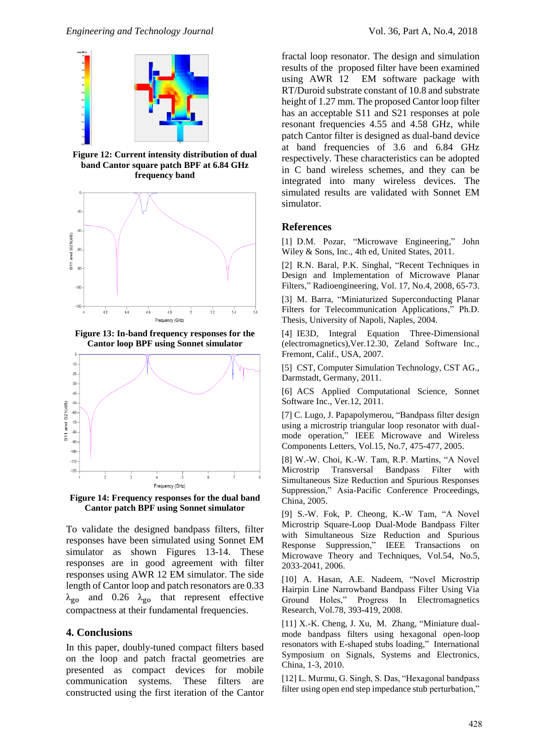Figure 12: Current intensity distribution of dual band Cantor square patch BPF at 6.84 GHz frequency band

Figure 13: In-band frequency responses for the Cantor loop BPF using Sonnet simulator

Figure 14: Frequency responses for the dual band Cantor patch BPF using Sonnet simulator

To validate the designed bandpass filters, filter responses have been simulated using Sonnet EM simulator as shown Figures 13-14. These responses are in good agreement with filter responses using AWR 12 EM simulator. The side length of Cantor loop and patch resonators are 0.33 $\lambda_{go}$ and 0.26 $\lambda_{go}$ that represent effective compactness at their fundamental frequencies.

## 4. Conclusions

In this paper, doubly-tuned compact filters based on the loop and patch fractal geometries are presented as compact devices for mobile communication systems. These filters are constructed using the first iteration of the Cantor fractal loop resonator. The design and simulation results of the proposed filter have been examined using AWR 12 EM software package with RT/Duroid substrate constant of 10.8 and substrate height of 1.27 mm. The proposed Cantor loop filter has an acceptable S11 and S21 responses at pole resonant frequencies 4.55 and 4.58 GHz, while patch Cantor filter is designed as dual-band device at band frequencies of 3.6 and 6.84 GHz respectively. These characteristics can be adopted in C band wireless schemes, and they can be integrated into many wireless devices. The simulated results are validated with Sonnet EM simulator.

## References

[1] D.M. Pozar, "Microwave Engineering," John Wiley & Sons, Inc., 4th ed, United States, 2011.

[2] R.N. Baral, P.K. Singhal, "Recent Techniques in Design and Implementation of Microwave Planar Filters," Radioengineering, Vol. 17, No.4, 2008, 65-73.

[3] M. Barra, "Miniaturized Superconducting Planar Filters for Telecommunication Applications," Ph.D. Thesis, University of Napoli, Naples, 2004.

[4] IE3D, Integral Equation Three-Dimensional (electromagnetics),Ver.12.30, Zeland Software Inc., Fremont, Calif., USA, 2007.

[5] CST, Computer Simulation Technology, CST AG., Darmstadt, Germany, 2011.

[6] ACS Applied Computational Science, Sonnet Software Inc., Ver.12, 2011.

[7] C. Lugo, J. Papapolymerou, "Bandpass filter design using a microstrip triangular loop resonator with dual-mode operation," IEEE Microwave and Wireless Components Letters, Vol.15, No.7, 475-477, 2005.

[8] W.-W. Choi, K.-W. Tam, R.P. Martins, "A Novel Microstrip Transversal Bandpass Filter with Simultaneous Size Reduction and Spurious Responses Suppression," Asia-Pacific Conference Proceedings, China, 2005.

[9] S.-W. Fok, P. Cheong, K.-W Tam, "A Novel Microstrip Square-Loop Dual-Mode Bandpass Filter with Simultaneous Size Reduction and Spurious Response Suppression," IEEE Transactions on Microwave Theory and Techniques, Vol.54, No.5, 2033-2041, 2006.

[10] A. Hasan, A.E. Nadeem, "Novel Microstrip Hairpin Line Narrowband Bandpass Filter Using Via Ground Holes," Progress In Electromagnetics Research, Vol.78, 393-419, 2008.

[11] X.-K. Cheng, J. Xu, M. Zhang, "Miniature dual-mode bandpass filters using hexagonal open-loop resonators with E-shaped stubs loading," International Symposium on Signals, Systems and Electronics, China, 1-3, 2010.

[12] L. Murmu, G. Singh, S. Das, "Hexagonal bandpass filter using open end step impedance stub perturbation,"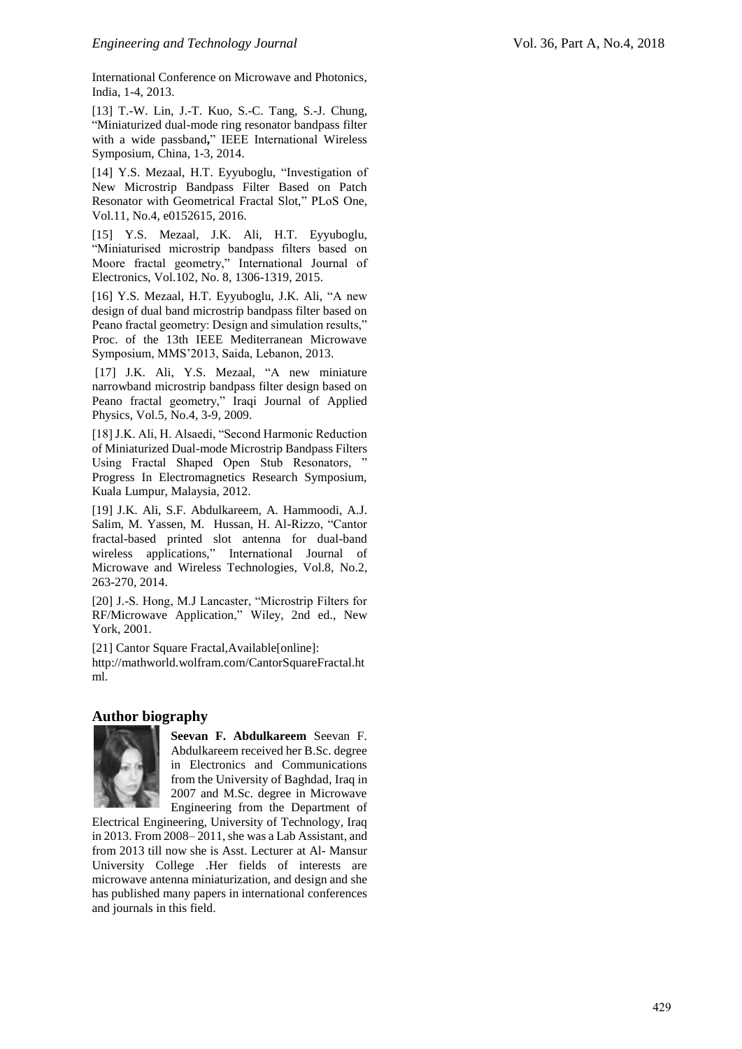International Conference on Microwave and Photonics, India, 1-4, 2013.

[13] T.-W. Lin, J.-T. Kuo, S.-C. Tang, S.-J. Chung, "Miniaturized dual-mode ring resonator bandpass filter with a wide passband," IEEE International Wireless Symposium, China, 1-3, 2014.

[14] Y.S. Mezaal, H.T. Eyyuboglu, "Investigation of New Microstrip Bandpass Filter Based on Patch Resonator with Geometrical Fractal Slot," PLoS One, Vol.11, No.4, e0152615, 2016.

[15] Y.S. Mezaal, J.K. Ali, H.T. Eyyuboglu, "Miniaturised microstrip bandpass filters based on Moore fractal geometry," International Journal of Electronics, Vol.102, No. 8, 1306-1319, 2015.

[16] Y.S. Mezaal, H.T. Eyyuboglu, J.K. Ali, "A new design of dual band microstrip bandpass filter based on Peano fractal geometry: Design and simulation results," Proc. of the 13th IEEE Mediterranean Microwave Symposium, MMS'2013, Saida, Lebanon, 2013.

[17] J.K. Ali, Y.S. Mezaal, "A new miniature narrowband microstrip bandpass filter design based on Peano fractal geometry," Iraqi Journal of Applied Physics, Vol.5, No.4, 3-9, 2009.

[18] J.K. Ali, H. Alsaedi, "Second Harmonic Reduction of Miniaturized Dual-mode Microstrip Bandpass Filters Using Fractal Shaped Open Stub Resonators, " Progress In Electromagnetics Research Symposium, Kuala Lumpur, Malaysia, 2012.

[19] J.K. Ali, S.F. Abdulkareem, A. Hammoodi, A.J. Salim, M. Yassen, M. Hussan, H. Al-Rizzo, "Cantor fractal-based printed slot antenna for dual-band wireless applications," International Journal of Microwave and Wireless Technologies, Vol.8, No.2, 263-270, 2014.

[20] J.-S. Hong, M.J Lancaster, "Microstrip Filters for RF/Microwave Application," Wiley, 2nd ed., New York, 2001.

[21] Cantor Square Fractal,Available[online]: http://mathworld.wolfram.com/CantorSquareFractal.html.

## Author biography

**Seevan F. Abdulkareem** Seevan F. Abdulkareem received her B.Sc. degree in Electronics and Communications from the University of Baghdad, Iraq in 2007 and M.Sc. degree in Microwave Engineering from the Department of Electrical Engineering, University of Technology, Iraq in 2013. From 2008– 2011, she was a Lab Assistant, and from 2013 till now she is Asst. Lecturer at Al- Mansur University College .Her fields of interests are microwave antenna miniaturization, and design and she has published many papers in international conferences and journals in this field.